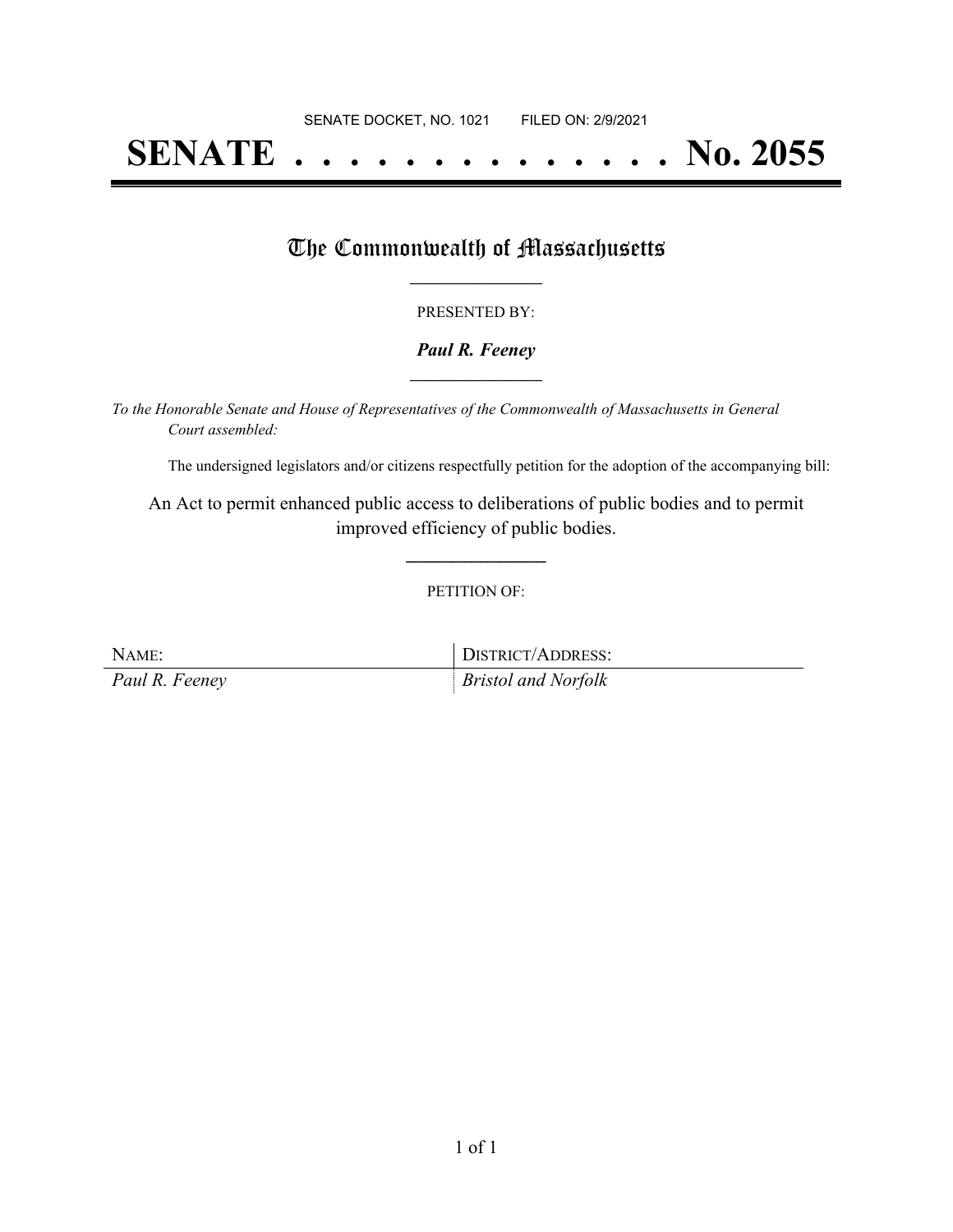SENATE DOCKET, NO. 1021        FILED ON: 2/9/2021

# SENATE . . . . . . . . . . . . . . No. 2055

## The Commonwealth of Massachusetts

PRESENTED BY:

***Paul R. Feeney***

*To the Honorable Senate and House of Representatives of the Commonwealth of Massachusetts in General Court assembled:*

The undersigned legislators and/or citizens respectfully petition for the adoption of the accompanying bill:

An Act to permit enhanced public access to deliberations of public bodies and to permit improved efficiency of public bodies.

PETITION OF:

| NAME: | DISTRICT/ADDRESS: |
|---|---|
| *Paul R. Feeney* | *Bristol and Norfolk* |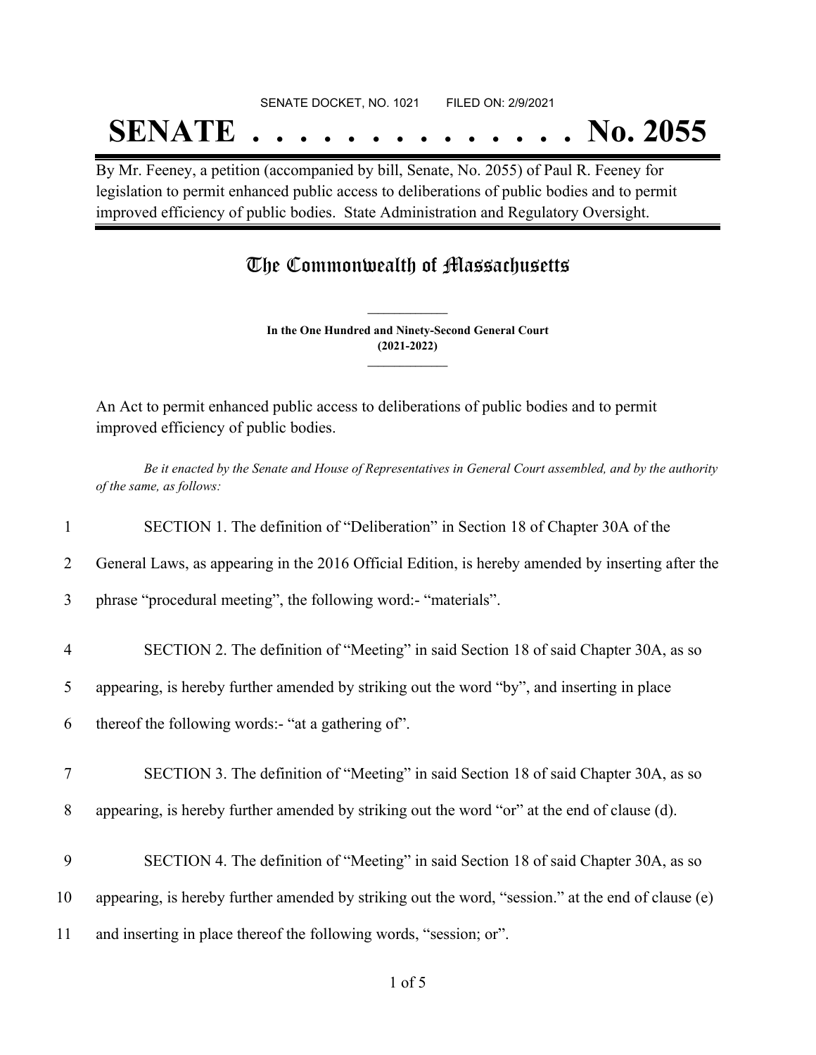SENATE DOCKET, NO. 1021 FILED ON: 2/9/2021

# SENATE . . . . . . . . . . . . . . No. 2055

By Mr. Feeney, a petition (accompanied by bill, Senate, No. 2055) of Paul R. Feeney for legislation to permit enhanced public access to deliberations of public bodies and to permit improved efficiency of public bodies. State Administration and Regulatory Oversight.

## The Commonwealth of Massachusetts

**In the One Hundred and Ninety-Second General Court**
**(2021-2022)**

An Act to permit enhanced public access to deliberations of public bodies and to permit improved efficiency of public bodies.

*Be it enacted by the Senate and House of Representatives in General Court assembled, and by the authority of the same, as follows:*

1 SECTION 1. The definition of "Deliberation" in Section 18 of Chapter 30A of the
2 General Laws, as appearing in the 2016 Official Edition, is hereby amended by inserting after the
3 phrase "procedural meeting", the following word:- "materials".

4 SECTION 2. The definition of "Meeting" in said Section 18 of said Chapter 30A, as so
5 appearing, is hereby further amended by striking out the word "by", and inserting in place
6 thereof the following words:- "at a gathering of".

7 SECTION 3. The definition of "Meeting" in said Section 18 of said Chapter 30A, as so
8 appearing, is hereby further amended by striking out the word "or" at the end of clause (d).

9 SECTION 4. The definition of "Meeting" in said Section 18 of said Chapter 30A, as so
10 appearing, is hereby further amended by striking out the word, "session." at the end of clause (e)
11 and inserting in place thereof the following words, "session; or".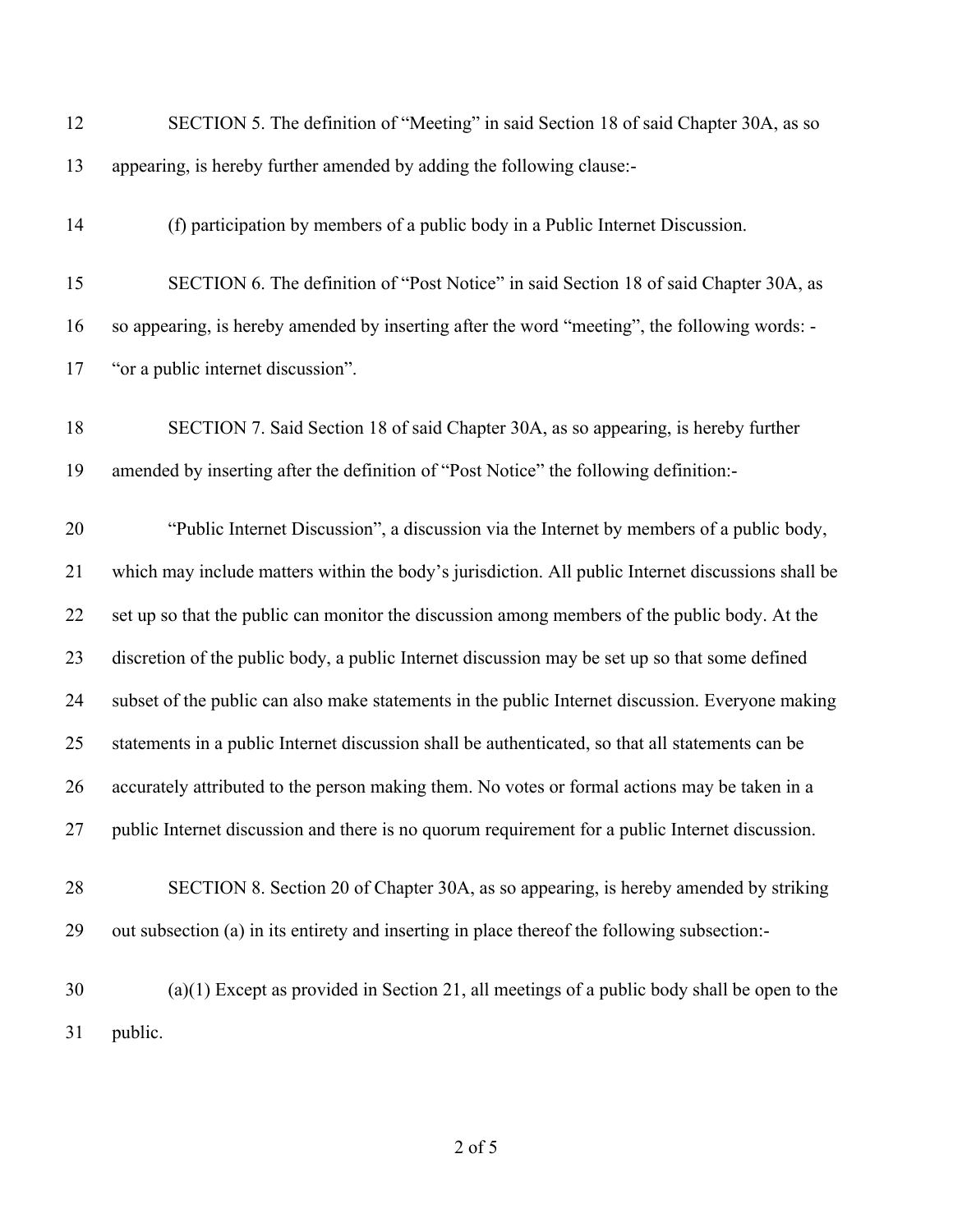SECTION 5. The definition of "Meeting" in said Section 18 of said Chapter 30A, as so appearing, is hereby further amended by adding the following clause:-

(f) participation by members of a public body in a Public Internet Discussion.

SECTION 6. The definition of "Post Notice" in said Section 18 of said Chapter 30A, as so appearing, is hereby amended by inserting after the word "meeting", the following words: - "or a public internet discussion".

SECTION 7. Said Section 18 of said Chapter 30A, as so appearing, is hereby further amended by inserting after the definition of "Post Notice" the following definition:-

"Public Internet Discussion", a discussion via the Internet by members of a public body, which may include matters within the body's jurisdiction. All public Internet discussions shall be set up so that the public can monitor the discussion among members of the public body. At the discretion of the public body, a public Internet discussion may be set up so that some defined subset of the public can also make statements in the public Internet discussion. Everyone making statements in a public Internet discussion shall be authenticated, so that all statements can be accurately attributed to the person making them. No votes or formal actions may be taken in a public Internet discussion and there is no quorum requirement for a public Internet discussion.

SECTION 8. Section 20 of Chapter 30A, as so appearing, is hereby amended by striking out subsection (a) in its entirety and inserting in place thereof the following subsection:-

(a)(1) Except as provided in Section 21, all meetings of a public body shall be open to the public.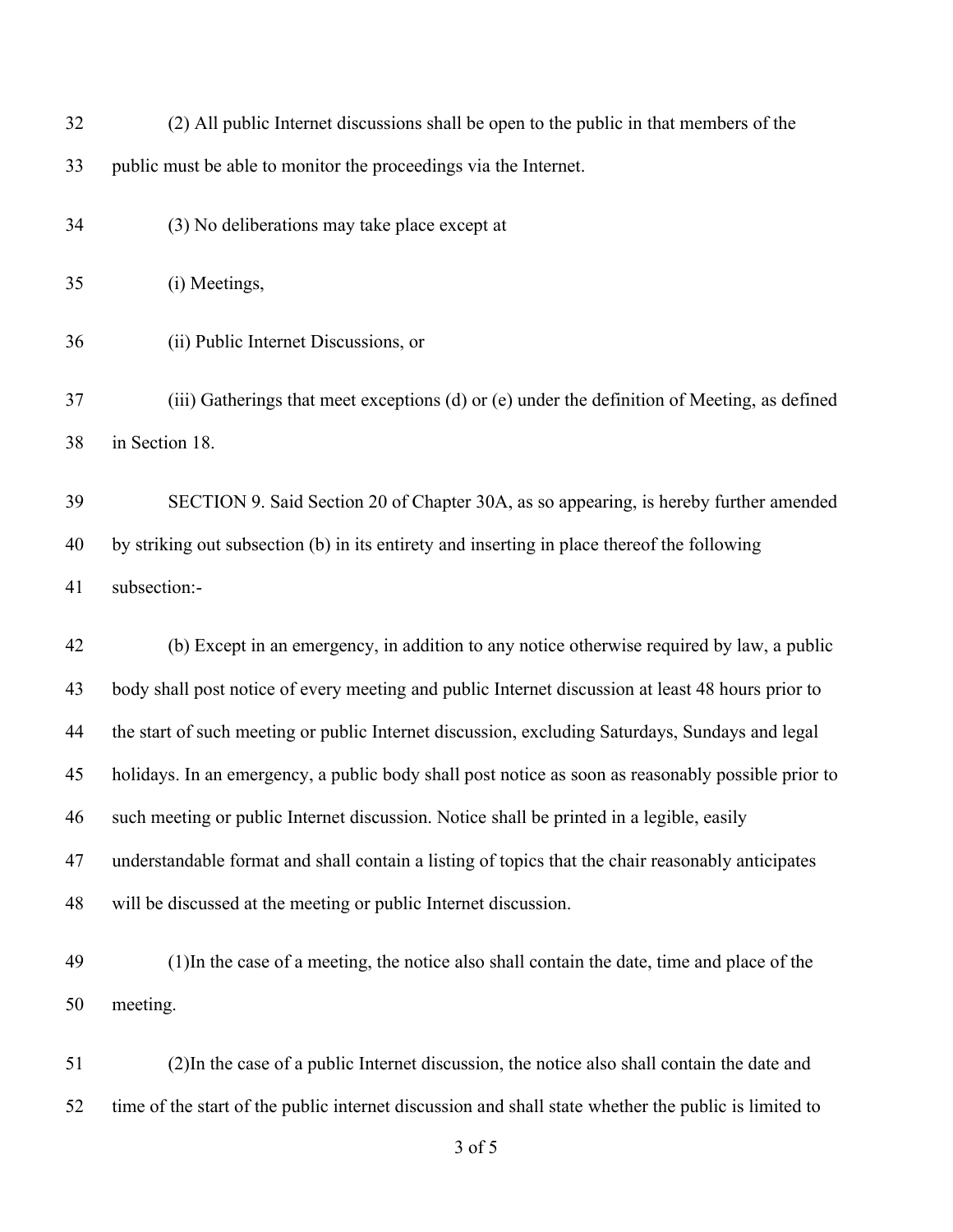(2) All public Internet discussions shall be open to the public in that members of the public must be able to monitor the proceedings via the Internet.

(3) No deliberations may take place except at

(i) Meetings,

(ii) Public Internet Discussions, or

(iii) Gatherings that meet exceptions (d) or (e) under the definition of Meeting, as defined in Section 18.

SECTION 9. Said Section 20 of Chapter 30A, as so appearing, is hereby further amended by striking out subsection (b) in its entirety and inserting in place thereof the following subsection:-

(b) Except in an emergency, in addition to any notice otherwise required by law, a public body shall post notice of every meeting and public Internet discussion at least 48 hours prior to the start of such meeting or public Internet discussion, excluding Saturdays, Sundays and legal holidays. In an emergency, a public body shall post notice as soon as reasonably possible prior to such meeting or public Internet discussion. Notice shall be printed in a legible, easily understandable format and shall contain a listing of topics that the chair reasonably anticipates will be discussed at the meeting or public Internet discussion.

(1)In the case of a meeting, the notice also shall contain the date, time and place of the meeting.

(2)In the case of a public Internet discussion, the notice also shall contain the date and time of the start of the public internet discussion and shall state whether the public is limited to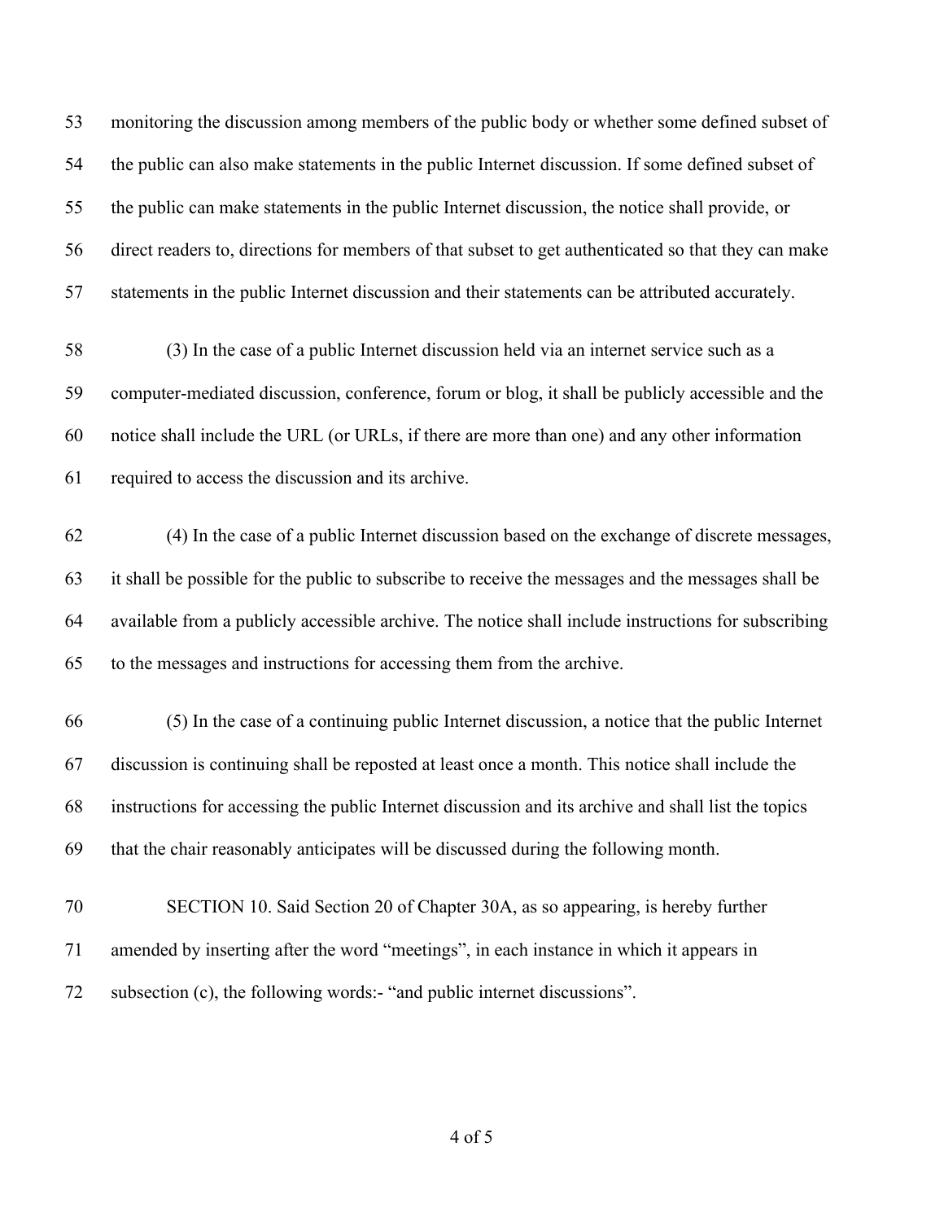monitoring the discussion among members of the public body or whether some defined subset of the public can also make statements in the public Internet discussion. If some defined subset of the public can make statements in the public Internet discussion, the notice shall provide, or direct readers to, directions for members of that subset to get authenticated so that they can make statements in the public Internet discussion and their statements can be attributed accurately.

(3) In the case of a public Internet discussion held via an internet service such as a computer-mediated discussion, conference, forum or blog, it shall be publicly accessible and the notice shall include the URL (or URLs, if there are more than one) and any other information required to access the discussion and its archive.

(4) In the case of a public Internet discussion based on the exchange of discrete messages, it shall be possible for the public to subscribe to receive the messages and the messages shall be available from a publicly accessible archive. The notice shall include instructions for subscribing to the messages and instructions for accessing them from the archive.

(5) In the case of a continuing public Internet discussion, a notice that the public Internet discussion is continuing shall be reposted at least once a month. This notice shall include the instructions for accessing the public Internet discussion and its archive and shall list the topics that the chair reasonably anticipates will be discussed during the following month.

SECTION 10. Said Section 20 of Chapter 30A, as so appearing, is hereby further amended by inserting after the word "meetings", in each instance in which it appears in subsection (c), the following words:- "and public internet discussions".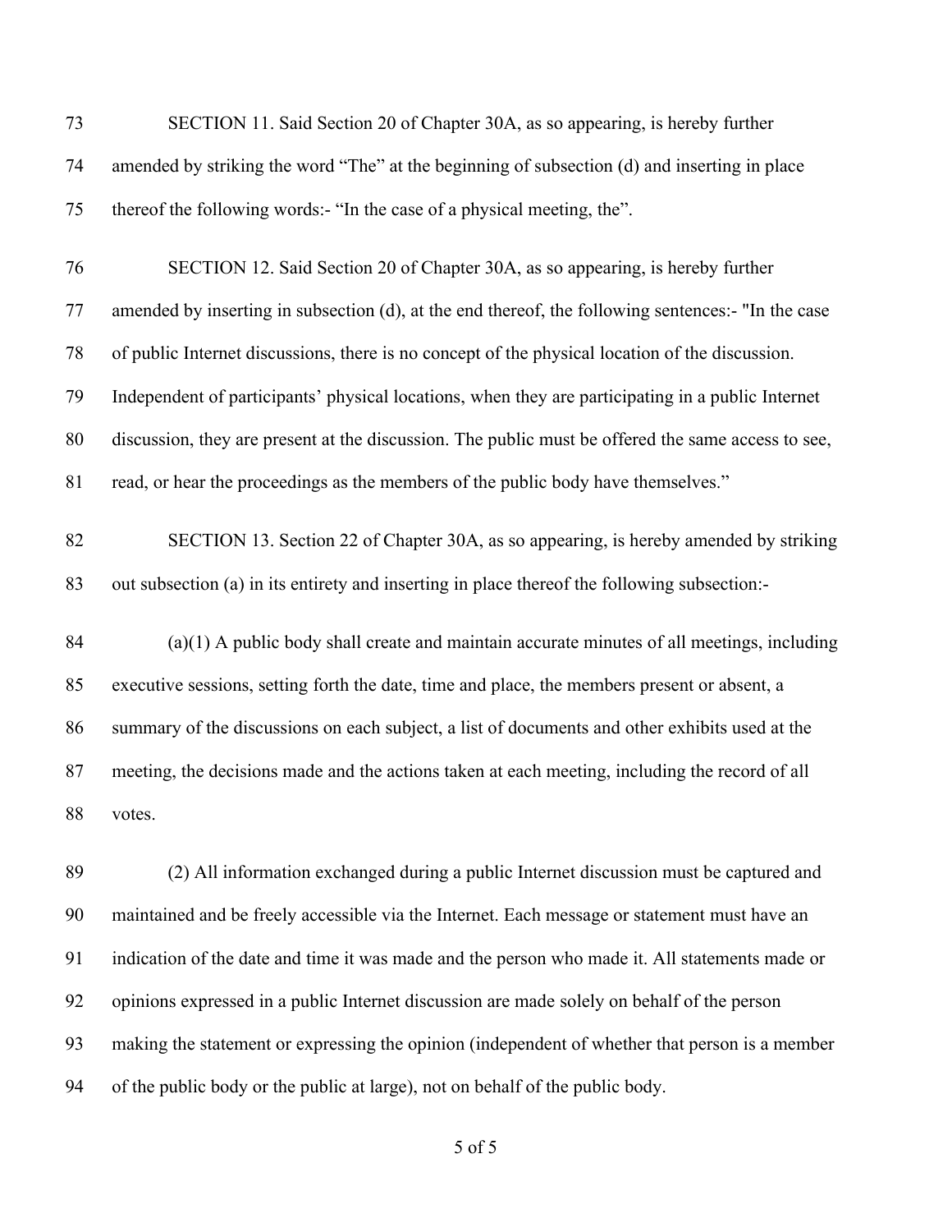SECTION 11. Said Section 20 of Chapter 30A, as so appearing, is hereby further amended by striking the word "The" at the beginning of subsection (d) and inserting in place thereof the following words:- "In the case of a physical meeting, the".

SECTION 12. Said Section 20 of Chapter 30A, as so appearing, is hereby further amended by inserting in subsection (d), at the end thereof, the following sentences:- "In the case of public Internet discussions, there is no concept of the physical location of the discussion. Independent of participants' physical locations, when they are participating in a public Internet discussion, they are present at the discussion. The public must be offered the same access to see, read, or hear the proceedings as the members of the public body have themselves."

SECTION 13. Section 22 of Chapter 30A, as so appearing, is hereby amended by striking out subsection (a) in its entirety and inserting in place thereof the following subsection:-

(a)(1) A public body shall create and maintain accurate minutes of all meetings, including executive sessions, setting forth the date, time and place, the members present or absent, a summary of the discussions on each subject, a list of documents and other exhibits used at the meeting, the decisions made and the actions taken at each meeting, including the record of all votes.

(2) All information exchanged during a public Internet discussion must be captured and maintained and be freely accessible via the Internet. Each message or statement must have an indication of the date and time it was made and the person who made it. All statements made or opinions expressed in a public Internet discussion are made solely on behalf of the person making the statement or expressing the opinion (independent of whether that person is a member of the public body or the public at large), not on behalf of the public body.